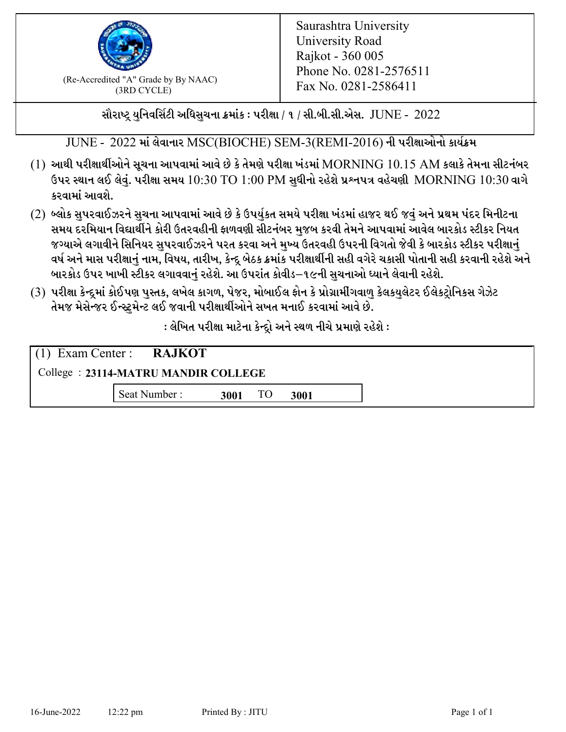(Re-Accredited "A" Grade by By NAAC)
(3RD CYCLE)

Saurashtra University
University Road
Rajkot - 360 005
Phone No. 0281-2576511
Fax No. 0281-2586411

**સૌરાષ્ટ્ર યુનિવર્સિટી અધિસુચના ક્રમાંક : પરીક્ષા / ૧ / સી.બી.સી.એસ. JUNE - 2022**

JUNE - 2022 માં લેવાનાર MSC(BIOCHE) SEM-3(REMI-2016) ની પરીક્ષાઓનો કાર્યક્રમ

(1) આથી પરીક્ષાર્થીઓને સૂચના આપવામાં આવે છે કે તેમણે પરીક્ષા ખંડમાં MORNING 10.15 AM કલાકે તેમના સીટનંબર ઉપર સ્થાન લઈ લેવું. પરીક્ષા સમય 10:30 TO 1:00 PM સુધીનો રહેશે પ્રશ્નપત્ર વહેંચણી MORNING 10:30 વાગે કરવામાં આવશે.

(2) બ્લોક સુપરવાઈઝરને સુચના આપવામાં આવે છે કે ઉપર્યુકત સમયે પરીક્ષા ખંડમાં હાજર થઈ જવું અને પ્રથમ પંદર મિનીટના સમય દરમિયાન વિદ્યાર્થીને કોરી ઉતરવહીની ફાળવણી સીટનંબર મુજબ કરવી તેમને આપવામાં આવેલ બારકોડ સ્ટીકર નિયત જગ્યાએ લગાવીને સિનિયર સુપરવાઈઝરને પરત કરવા અને મુખ્ય ઉતરવહી ઉપરની વિગતો જેવી કે બારકોડ સ્ટીકર પરીક્ષાનું વર્ષ અને માસ પરીક્ષાનું નામ, વિષય, તારીખ, કેન્દ્ર બેઠક ક્રમાંક પરીક્ષાર્થીની સહી વગેરે ચકાસી પોતાની સહી કરવાની રહેશે અને બારકોડ ઉપર ખાખી સ્ટીકર લગાવવાનું રહેશે. આ ઉપરાંત કોવીડ–૧૯ની સુચનાઓ ધ્યાને લેવાની રહેશે.

(3) પરીક્ષા કેન્દ્રમાં કોઈપણ પુસ્તક, લખેલ કાગળ, પેજર, મોબાઈલ ફોન કે પ્રોગ્રામીંગવાળુ કેલકયુલેટર ઈલેકટ્રોનિકસ ગેઝેટ તેમજ મેસેન્જર ઈન્સ્ટ્રુમેન્ટ લઈ જવાની પરીક્ષાર્થીઓને સખત મનાઈ કરવામાં આવે છે.

**: લેખિત પરીક્ષા માટેના કેન્દ્રો અને સ્થળ નીચે પ્રમાણે રહેશે :**

(1) Exam Center : **RAJKOT**

College : **23114-MATRU MANDIR COLLEGE**

Seat Number : **3001** TO **3001**

16-June-2022 12:22 pm Printed By : JITU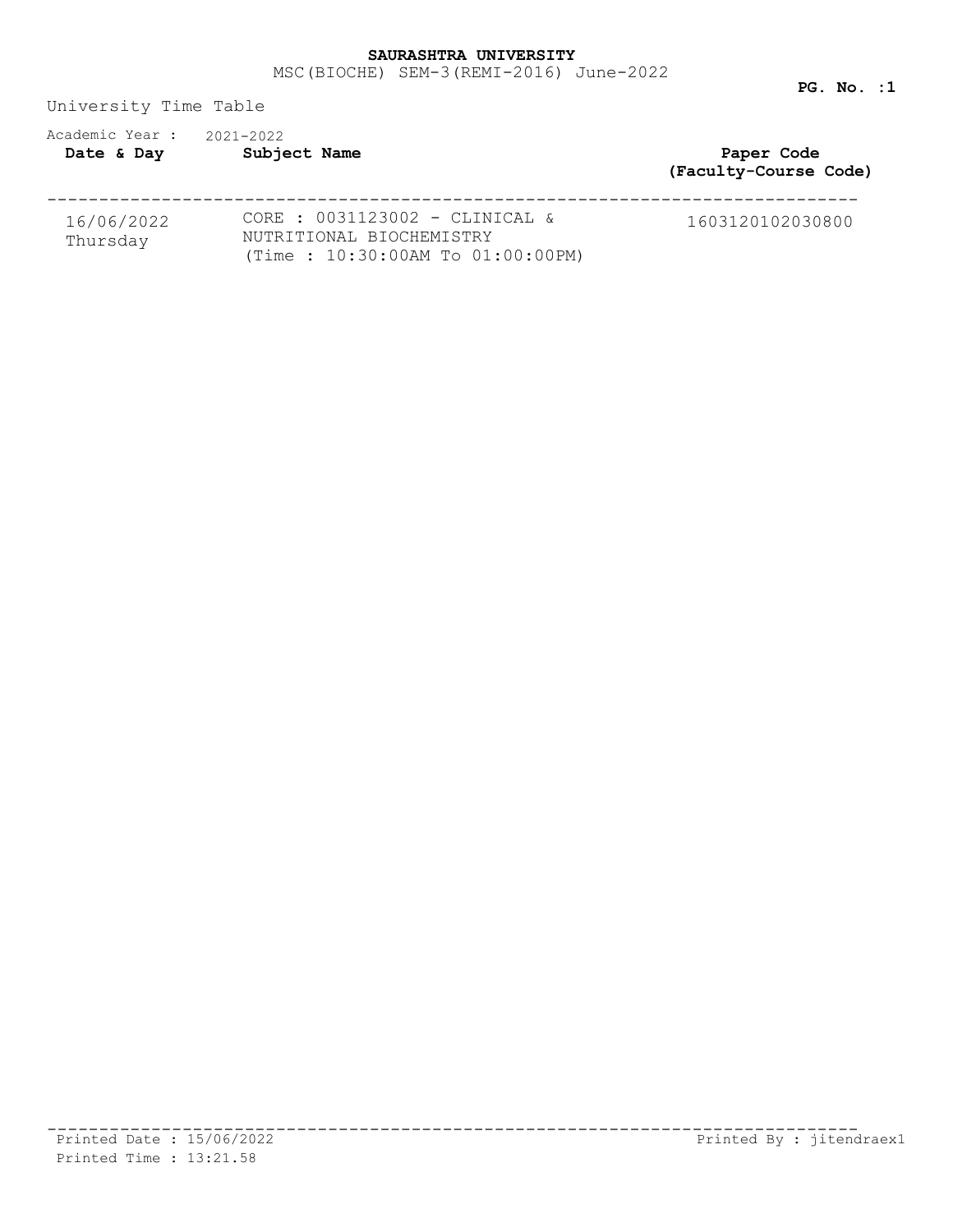**SAURASHTRA UNIVERSITY**

MSC(BIOCHE) SEM-3(REMI-2016) June-2022

University Time Table

Academic Year : 2021-2022

| Date & Day | Subject Name | Paper Code (Faculty-Course Code) |
| --- | --- | --- |
| 16/06/2022 Thursday | CORE : 0031123002 - CLINICAL & NUTRITIONAL BIOCHEMISTRY (Time : 10:30:00AM To 01:00:00PM) | 1603120102030800 |

Printed Date : 15/06/2022
Printed Time : 13:21.58

Printed By : jitendraex1